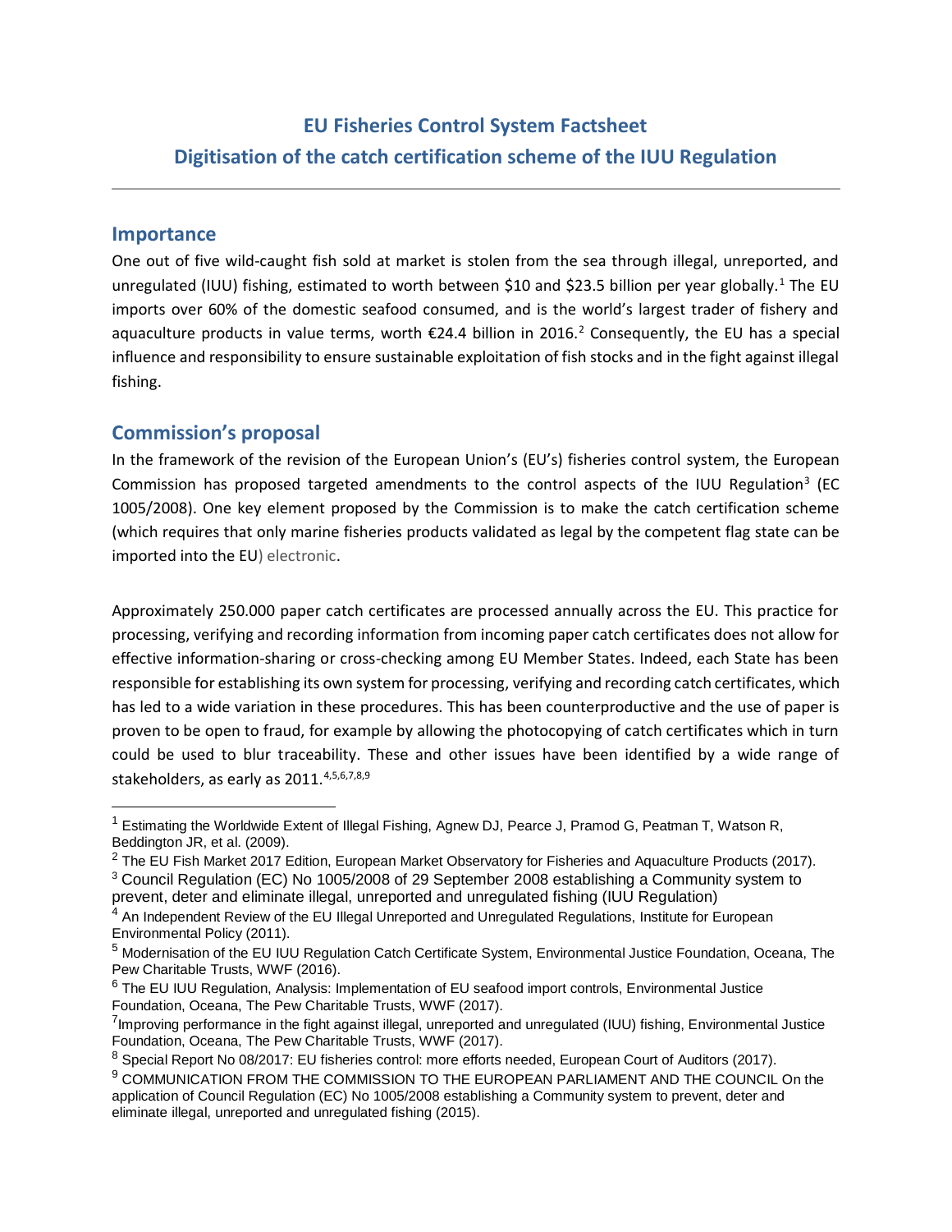# EU Fisheries Control System Factsheet

# Digitisation of the catch certification scheme of the IUU Regulation

## Importance

One out of five wild-caught fish sold at market is stolen from the sea through illegal, unreported, and unregulated (IUU) fishing, estimated to worth between $10 and $23.5 billion per year globally.[1] The EU imports over 60% of the domestic seafood consumed, and is the world's largest trader of fishery and aquaculture products in value terms, worth €24.4 billion in 2016.[2] Consequently, the EU has a special influence and responsibility to ensure sustainable exploitation of fish stocks and in the fight against illegal fishing.

## Commission's proposal

In the framework of the revision of the European Union's (EU's) fisheries control system, the European Commission has proposed targeted amendments to the control aspects of the IUU Regulation[3] (EC 1005/2008). One key element proposed by the Commission is to make the catch certification scheme (which requires that only marine fisheries products validated as legal by the competent flag state can be imported into the EU) electronic.

Approximately 250.000 paper catch certificates are processed annually across the EU. This practice for processing, verifying and recording information from incoming paper catch certificates does not allow for effective information-sharing or cross-checking among EU Member States. Indeed, each State has been responsible for establishing its own system for processing, verifying and recording catch certificates, which has led to a wide variation in these procedures. This has been counterproductive and the use of paper is proven to be open to fraud, for example by allowing the photocopying of catch certificates which in turn could be used to blur traceability. These and other issues have been identified by a wide range of stakeholders, as early as 2011.[4,5,6,7,8,9]

---

[1] Estimating the Worldwide Extent of Illegal Fishing, Agnew DJ, Pearce J, Pramod G, Peatman T, Watson R, Beddington JR, et al. (2009).

[2] The EU Fish Market 2017 Edition, European Market Observatory for Fisheries and Aquaculture Products (2017).

[3] Council Regulation (EC) No 1005/2008 of 29 September 2008 establishing a Community system to prevent, deter and eliminate illegal, unreported and unregulated fishing (IUU Regulation)

[4] An Independent Review of the EU Illegal Unreported and Unregulated Regulations, Institute for European Environmental Policy (2011).

[5] Modernisation of the EU IUU Regulation Catch Certificate System, Environmental Justice Foundation, Oceana, The Pew Charitable Trusts, WWF (2016).

[6] The EU IUU Regulation, Analysis: Implementation of EU seafood import controls, Environmental Justice Foundation, Oceana, The Pew Charitable Trusts, WWF (2017).

[7] Improving performance in the fight against illegal, unreported and unregulated (IUU) fishing, Environmental Justice Foundation, Oceana, The Pew Charitable Trusts, WWF (2017).

[8] Special Report No 08/2017: EU fisheries control: more efforts needed, European Court of Auditors (2017).

[9] COMMUNICATION FROM THE COMMISSION TO THE EUROPEAN PARLIAMENT AND THE COUNCIL On the application of Council Regulation (EC) No 1005/2008 establishing a Community system to prevent, deter and eliminate illegal, unreported and unregulated fishing (2015).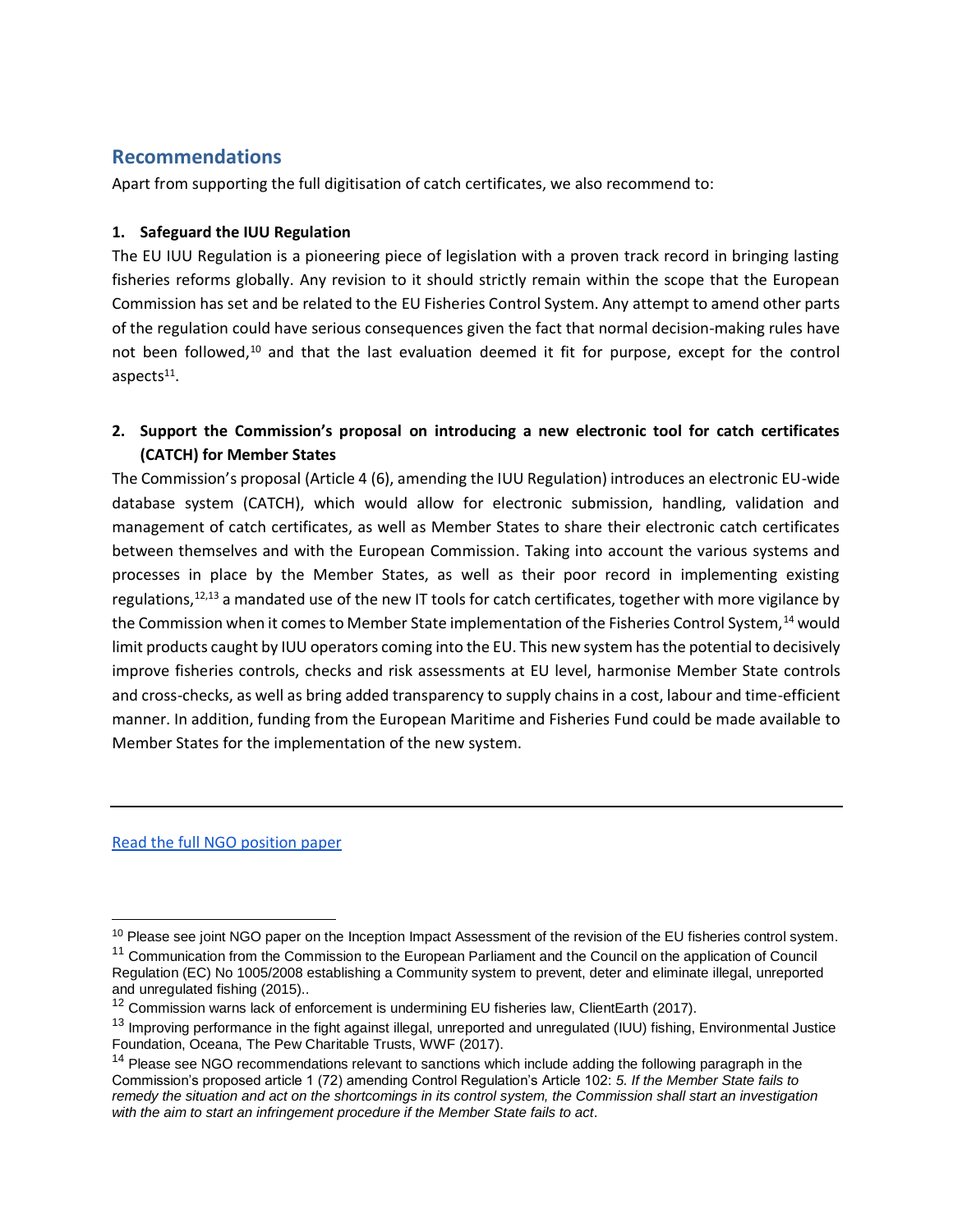## Recommendations

Apart from supporting the full digitisation of catch certificates, we also recommend to:

**1. Safeguard the IUU Regulation**

The EU IUU Regulation is a pioneering piece of legislation with a proven track record in bringing lasting fisheries reforms globally. Any revision to it should strictly remain within the scope that the European Commission has set and be related to the EU Fisheries Control System. Any attempt to amend other parts of the regulation could have serious consequences given the fact that normal decision-making rules have not been followed,[10] and that the last evaluation deemed it fit for purpose, except for the control aspects[11].

**2. Support the Commission's proposal on introducing a new electronic tool for catch certificates (CATCH) for Member States**

The Commission's proposal (Article 4 (6), amending the IUU Regulation) introduces an electronic EU-wide database system (CATCH), which would allow for electronic submission, handling, validation and management of catch certificates, as well as Member States to share their electronic catch certificates between themselves and with the European Commission. Taking into account the various systems and processes in place by the Member States, as well as their poor record in implementing existing regulations,[12,13] a mandated use of the new IT tools for catch certificates, together with more vigilance by the Commission when it comes to Member State implementation of the Fisheries Control System,[14] would limit products caught by IUU operators coming into the EU. This new system has the potential to decisively improve fisheries controls, checks and risk assessments at EU level, harmonise Member State controls and cross-checks, as well as bring added transparency to supply chains in a cost, labour and time-efficient manner. In addition, funding from the European Maritime and Fisheries Fund could be made available to Member States for the implementation of the new system.

---

[Read the full NGO position paper]

[10] Please see joint NGO paper on the Inception Impact Assessment of the revision of the EU fisheries control system.

[11] Communication from the Commission to the European Parliament and the Council on the application of Council Regulation (EC) No 1005/2008 establishing a Community system to prevent, deter and eliminate illegal, unreported and unregulated fishing (2015)..

[12] Commission warns lack of enforcement is undermining EU fisheries law, ClientEarth (2017).

[13] Improving performance in the fight against illegal, unreported and unregulated (IUU) fishing, Environmental Justice Foundation, Oceana, The Pew Charitable Trusts, WWF (2017).

[14] Please see NGO recommendations relevant to sanctions which include adding the following paragraph in the Commission's proposed article 1 (72) amending Control Regulation's Article 102: *5. If the Member State fails to remedy the situation and act on the shortcomings in its control system, the Commission shall start an investigation with the aim to start an infringement procedure if the Member State fails to act*.